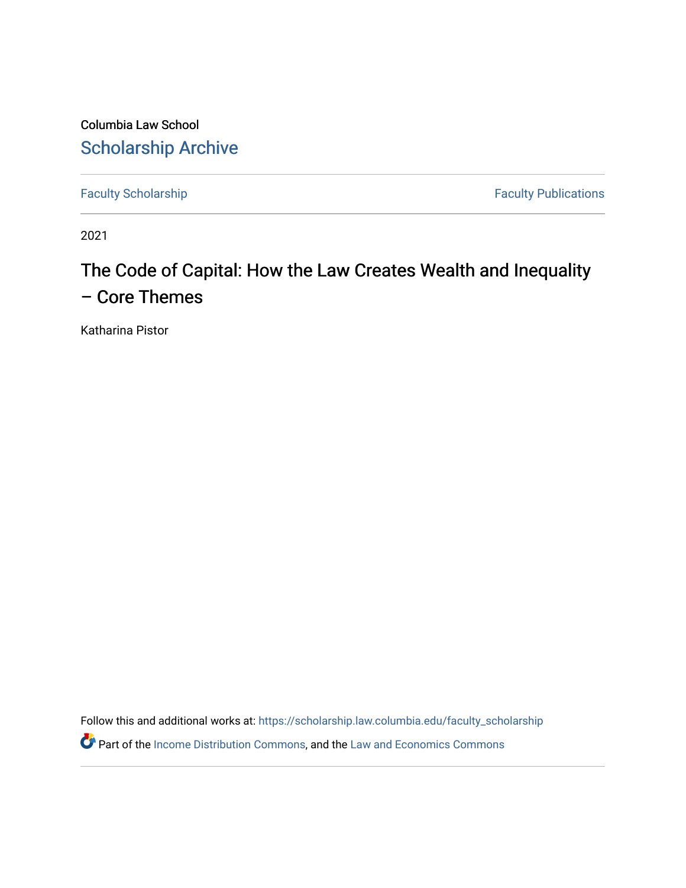Columbia Law School

## Scholarship Archive

Faculty Scholarship | Faculty Publications

2021

# The Code of Capital: How the Law Creates Wealth and Inequality – Core Themes

Katharina Pistor

Follow this and additional works at: https://scholarship.law.columbia.edu/faculty_scholarship

Part of the Income Distribution Commons, and the Law and Economics Commons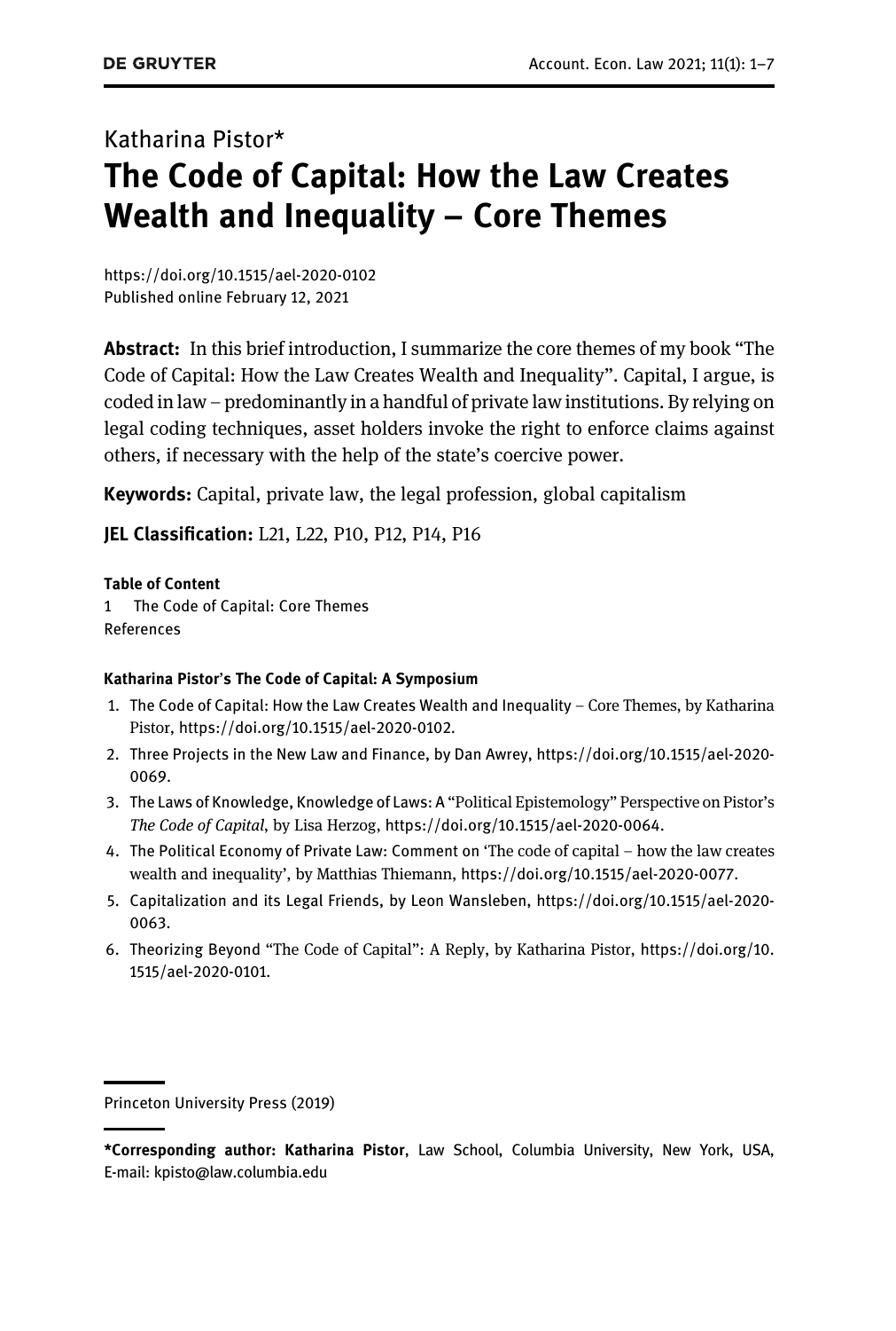Katharina Pistor*

# The Code of Capital: How the Law Creates Wealth and Inequality – Core Themes

https://doi.org/10.1515/ael-2020-0102
Published online February 12, 2021

**Abstract:** In this brief introduction, I summarize the core themes of my book "The Code of Capital: How the Law Creates Wealth and Inequality". Capital, I argue, is coded in law – predominantly in a handful of private law institutions. By relying on legal coding techniques, asset holders invoke the right to enforce claims against others, if necessary with the help of the state's coercive power.

**Keywords:** Capital, private law, the legal profession, global capitalism

**JEL Classification:** L21, L22, P10, P12, P14, P16

**Table of Content**

1 The Code of Capital: Core Themes
References

**Katharina Pistor's The Code of Capital: A Symposium**

1. The Code of Capital: How the Law Creates Wealth and Inequality – Core Themes, by Katharina Pistor, https://doi.org/10.1515/ael-2020-0102.
2. Three Projects in the New Law and Finance, by Dan Awrey, https://doi.org/10.1515/ael-2020-0069.
3. The Laws of Knowledge, Knowledge of Laws: A "Political Epistemology" Perspective on Pistor's *The Code of Capital*, by Lisa Herzog, https://doi.org/10.1515/ael-2020-0064.
4. The Political Economy of Private Law: Comment on 'The code of capital – how the law creates wealth and inequality', by Matthias Thiemann, https://doi.org/10.1515/ael-2020-0077.
5. Capitalization and its Legal Friends, by Leon Wansleben, https://doi.org/10.1515/ael-2020-0063.
6. Theorizing Beyond "The Code of Capital": A Reply, by Katharina Pistor, https://doi.org/10.1515/ael-2020-0101.

Princeton University Press (2019)

***Corresponding author: Katharina Pistor**, Law School, Columbia University, New York, USA, E-mail: kpisto@law.columbia.edu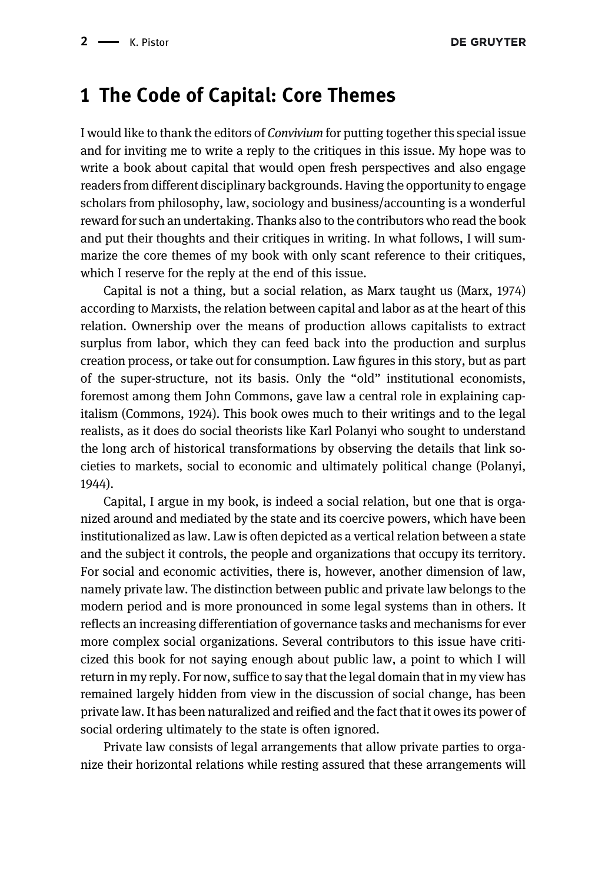# 1 The Code of Capital: Core Themes

I would like to thank the editors of *Convivium* for putting together this special issue and for inviting me to write a reply to the critiques in this issue. My hope was to write a book about capital that would open fresh perspectives and also engage readers from different disciplinary backgrounds. Having the opportunity to engage scholars from philosophy, law, sociology and business/accounting is a wonderful reward for such an undertaking. Thanks also to the contributors who read the book and put their thoughts and their critiques in writing. In what follows, I will summarize the core themes of my book with only scant reference to their critiques, which I reserve for the reply at the end of this issue.

Capital is not a thing, but a social relation, as Marx taught us (Marx, 1974) according to Marxists, the relation between capital and labor as at the heart of this relation. Ownership over the means of production allows capitalists to extract surplus from labor, which they can feed back into the production and surplus creation process, or take out for consumption. Law figures in this story, but as part of the super-structure, not its basis. Only the "old" institutional economists, foremost among them John Commons, gave law a central role in explaining capitalism (Commons, 1924). This book owes much to their writings and to the legal realists, as it does do social theorists like Karl Polanyi who sought to understand the long arch of historical transformations by observing the details that link societies to markets, social to economic and ultimately political change (Polanyi, 1944).

Capital, I argue in my book, is indeed a social relation, but one that is organized around and mediated by the state and its coercive powers, which have been institutionalized as law. Law is often depicted as a vertical relation between a state and the subject it controls, the people and organizations that occupy its territory. For social and economic activities, there is, however, another dimension of law, namely private law. The distinction between public and private law belongs to the modern period and is more pronounced in some legal systems than in others. It reflects an increasing differentiation of governance tasks and mechanisms for ever more complex social organizations. Several contributors to this issue have criticized this book for not saying enough about public law, a point to which I will return in my reply. For now, suffice to say that the legal domain that in my view has remained largely hidden from view in the discussion of social change, has been private law. It has been naturalized and reified and the fact that it owes its power of social ordering ultimately to the state is often ignored.

Private law consists of legal arrangements that allow private parties to organize their horizontal relations while resting assured that these arrangements will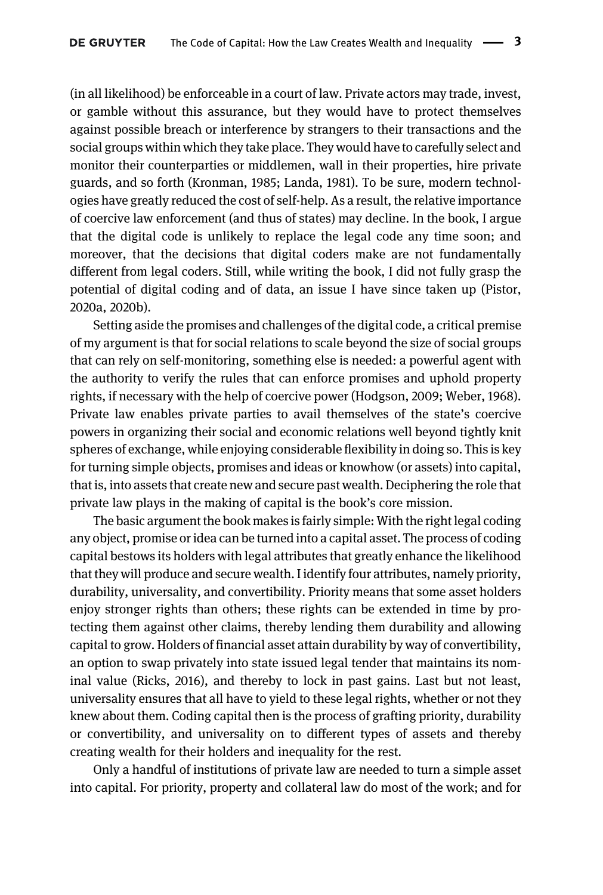(in all likelihood) be enforceable in a court of law. Private actors may trade, invest, or gamble without this assurance, but they would have to protect themselves against possible breach or interference by strangers to their transactions and the social groups within which they take place. They would have to carefully select and monitor their counterparties or middlemen, wall in their properties, hire private guards, and so forth (Kronman, 1985; Landa, 1981). To be sure, modern technologies have greatly reduced the cost of self-help. As a result, the relative importance of coercive law enforcement (and thus of states) may decline. In the book, I argue that the digital code is unlikely to replace the legal code any time soon; and moreover, that the decisions that digital coders make are not fundamentally different from legal coders. Still, while writing the book, I did not fully grasp the potential of digital coding and of data, an issue I have since taken up (Pistor, 2020a, 2020b).

Setting aside the promises and challenges of the digital code, a critical premise of my argument is that for social relations to scale beyond the size of social groups that can rely on self-monitoring, something else is needed: a powerful agent with the authority to verify the rules that can enforce promises and uphold property rights, if necessary with the help of coercive power (Hodgson, 2009; Weber, 1968). Private law enables private parties to avail themselves of the state's coercive powers in organizing their social and economic relations well beyond tightly knit spheres of exchange, while enjoying considerable flexibility in doing so. This is key for turning simple objects, promises and ideas or knowhow (or assets) into capital, that is, into assets that create new and secure past wealth. Deciphering the role that private law plays in the making of capital is the book's core mission.

The basic argument the book makes is fairly simple: With the right legal coding any object, promise or idea can be turned into a capital asset. The process of coding capital bestows its holders with legal attributes that greatly enhance the likelihood that they will produce and secure wealth. I identify four attributes, namely priority, durability, universality, and convertibility. Priority means that some asset holders enjoy stronger rights than others; these rights can be extended in time by protecting them against other claims, thereby lending them durability and allowing capital to grow. Holders of financial asset attain durability by way of convertibility, an option to swap privately into state issued legal tender that maintains its nominal value (Ricks, 2016), and thereby to lock in past gains. Last but not least, universality ensures that all have to yield to these legal rights, whether or not they knew about them. Coding capital then is the process of grafting priority, durability or convertibility, and universality on to different types of assets and thereby creating wealth for their holders and inequality for the rest.

Only a handful of institutions of private law are needed to turn a simple asset into capital. For priority, property and collateral law do most of the work; and for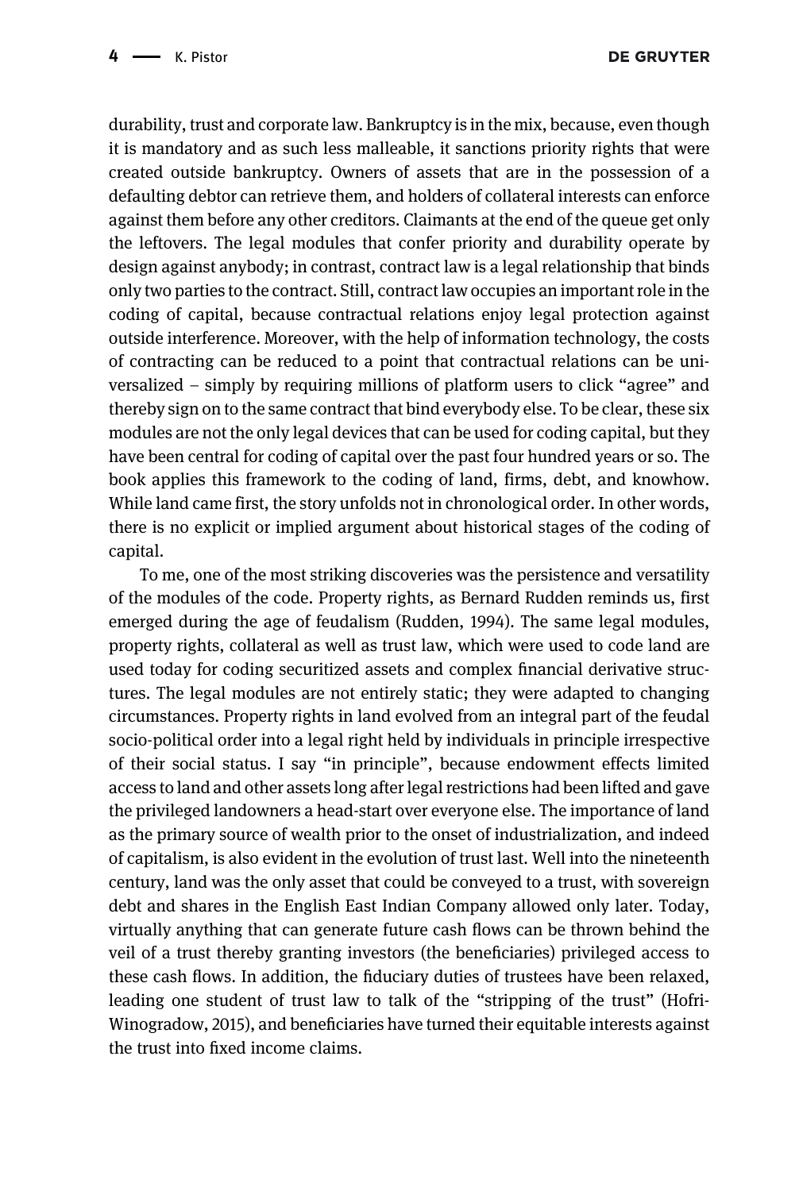durability, trust and corporate law. Bankruptcy is in the mix, because, even though it is mandatory and as such less malleable, it sanctions priority rights that were created outside bankruptcy. Owners of assets that are in the possession of a defaulting debtor can retrieve them, and holders of collateral interests can enforce against them before any other creditors. Claimants at the end of the queue get only the leftovers. The legal modules that confer priority and durability operate by design against anybody; in contrast, contract law is a legal relationship that binds only two parties to the contract. Still, contract law occupies an important role in the coding of capital, because contractual relations enjoy legal protection against outside interference. Moreover, with the help of information technology, the costs of contracting can be reduced to a point that contractual relations can be universalized – simply by requiring millions of platform users to click "agree" and thereby sign on to the same contract that bind everybody else. To be clear, these six modules are not the only legal devices that can be used for coding capital, but they have been central for coding of capital over the past four hundred years or so. The book applies this framework to the coding of land, firms, debt, and knowhow. While land came first, the story unfolds not in chronological order. In other words, there is no explicit or implied argument about historical stages of the coding of capital.

To me, one of the most striking discoveries was the persistence and versatility of the modules of the code. Property rights, as Bernard Rudden reminds us, first emerged during the age of feudalism (Rudden, 1994). The same legal modules, property rights, collateral as well as trust law, which were used to code land are used today for coding securitized assets and complex financial derivative structures. The legal modules are not entirely static; they were adapted to changing circumstances. Property rights in land evolved from an integral part of the feudal socio-political order into a legal right held by individuals in principle irrespective of their social status. I say "in principle", because endowment effects limited access to land and other assets long after legal restrictions had been lifted and gave the privileged landowners a head-start over everyone else. The importance of land as the primary source of wealth prior to the onset of industrialization, and indeed of capitalism, is also evident in the evolution of trust last. Well into the nineteenth century, land was the only asset that could be conveyed to a trust, with sovereign debt and shares in the English East Indian Company allowed only later. Today, virtually anything that can generate future cash flows can be thrown behind the veil of a trust thereby granting investors (the beneficiaries) privileged access to these cash flows. In addition, the fiduciary duties of trustees have been relaxed, leading one student of trust law to talk of the "stripping of the trust" (Hofri-Winogradow, 2015), and beneficiaries have turned their equitable interests against the trust into fixed income claims.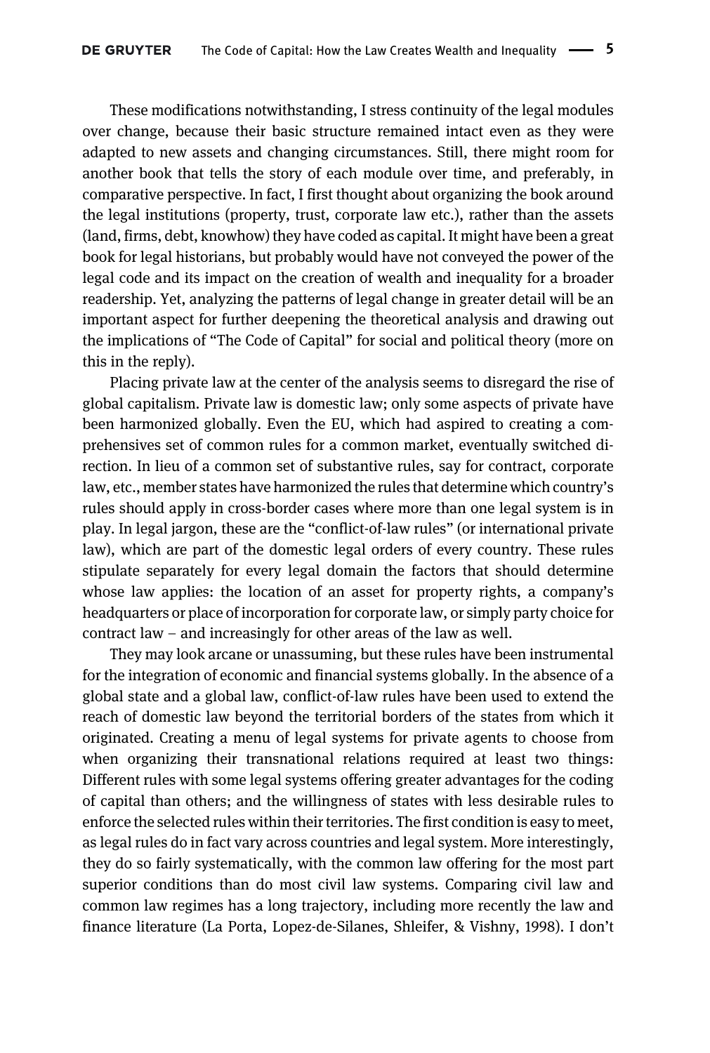These modifications notwithstanding, I stress continuity of the legal modules over change, because their basic structure remained intact even as they were adapted to new assets and changing circumstances. Still, there might room for another book that tells the story of each module over time, and preferably, in comparative perspective. In fact, I first thought about organizing the book around the legal institutions (property, trust, corporate law etc.), rather than the assets (land, firms, debt, knowhow) they have coded as capital. It might have been a great book for legal historians, but probably would have not conveyed the power of the legal code and its impact on the creation of wealth and inequality for a broader readership. Yet, analyzing the patterns of legal change in greater detail will be an important aspect for further deepening the theoretical analysis and drawing out the implications of "The Code of Capital" for social and political theory (more on this in the reply).

Placing private law at the center of the analysis seems to disregard the rise of global capitalism. Private law is domestic law; only some aspects of private have been harmonized globally. Even the EU, which had aspired to creating a comprehensives set of common rules for a common market, eventually switched direction. In lieu of a common set of substantive rules, say for contract, corporate law, etc., member states have harmonized the rules that determine which country's rules should apply in cross-border cases where more than one legal system is in play. In legal jargon, these are the "conflict-of-law rules" (or international private law), which are part of the domestic legal orders of every country. These rules stipulate separately for every legal domain the factors that should determine whose law applies: the location of an asset for property rights, a company's headquarters or place of incorporation for corporate law, or simply party choice for contract law – and increasingly for other areas of the law as well.

They may look arcane or unassuming, but these rules have been instrumental for the integration of economic and financial systems globally. In the absence of a global state and a global law, conflict-of-law rules have been used to extend the reach of domestic law beyond the territorial borders of the states from which it originated. Creating a menu of legal systems for private agents to choose from when organizing their transnational relations required at least two things: Different rules with some legal systems offering greater advantages for the coding of capital than others; and the willingness of states with less desirable rules to enforce the selected rules within their territories. The first condition is easy to meet, as legal rules do in fact vary across countries and legal system. More interestingly, they do so fairly systematically, with the common law offering for the most part superior conditions than do most civil law systems. Comparing civil law and common law regimes has a long trajectory, including more recently the law and finance literature (La Porta, Lopez-de-Silanes, Shleifer, & Vishny, 1998). I don't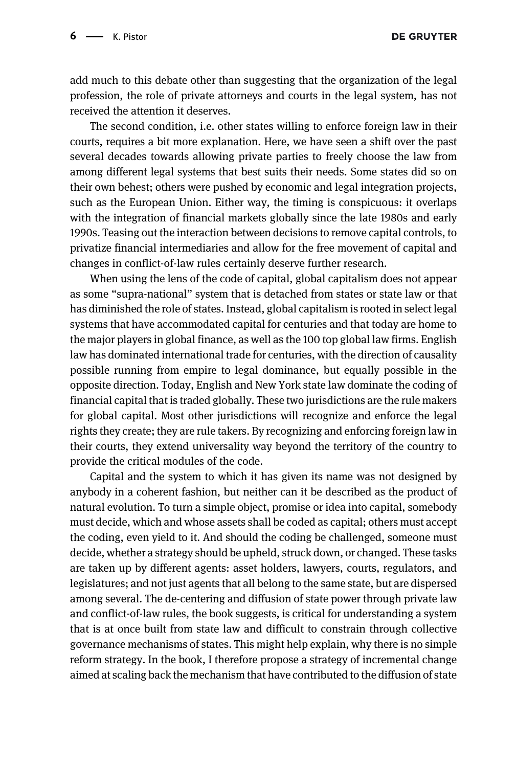add much to this debate other than suggesting that the organization of the legal profession, the role of private attorneys and courts in the legal system, has not received the attention it deserves.

The second condition, i.e. other states willing to enforce foreign law in their courts, requires a bit more explanation. Here, we have seen a shift over the past several decades towards allowing private parties to freely choose the law from among different legal systems that best suits their needs. Some states did so on their own behest; others were pushed by economic and legal integration projects, such as the European Union. Either way, the timing is conspicuous: it overlaps with the integration of financial markets globally since the late 1980s and early 1990s. Teasing out the interaction between decisions to remove capital controls, to privatize financial intermediaries and allow for the free movement of capital and changes in conflict-of-law rules certainly deserve further research.

When using the lens of the code of capital, global capitalism does not appear as some "supra-national" system that is detached from states or state law or that has diminished the role of states. Instead, global capitalism is rooted in select legal systems that have accommodated capital for centuries and that today are home to the major players in global finance, as well as the 100 top global law firms. English law has dominated international trade for centuries, with the direction of causality possible running from empire to legal dominance, but equally possible in the opposite direction. Today, English and New York state law dominate the coding of financial capital that is traded globally. These two jurisdictions are the rule makers for global capital. Most other jurisdictions will recognize and enforce the legal rights they create; they are rule takers. By recognizing and enforcing foreign law in their courts, they extend universality way beyond the territory of the country to provide the critical modules of the code.

Capital and the system to which it has given its name was not designed by anybody in a coherent fashion, but neither can it be described as the product of natural evolution. To turn a simple object, promise or idea into capital, somebody must decide, which and whose assets shall be coded as capital; others must accept the coding, even yield to it. And should the coding be challenged, someone must decide, whether a strategy should be upheld, struck down, or changed. These tasks are taken up by different agents: asset holders, lawyers, courts, regulators, and legislatures; and not just agents that all belong to the same state, but are dispersed among several. The de-centering and diffusion of state power through private law and conflict-of-law rules, the book suggests, is critical for understanding a system that is at once built from state law and difficult to constrain through collective governance mechanisms of states. This might help explain, why there is no simple reform strategy. In the book, I therefore propose a strategy of incremental change aimed at scaling back the mechanism that have contributed to the diffusion of state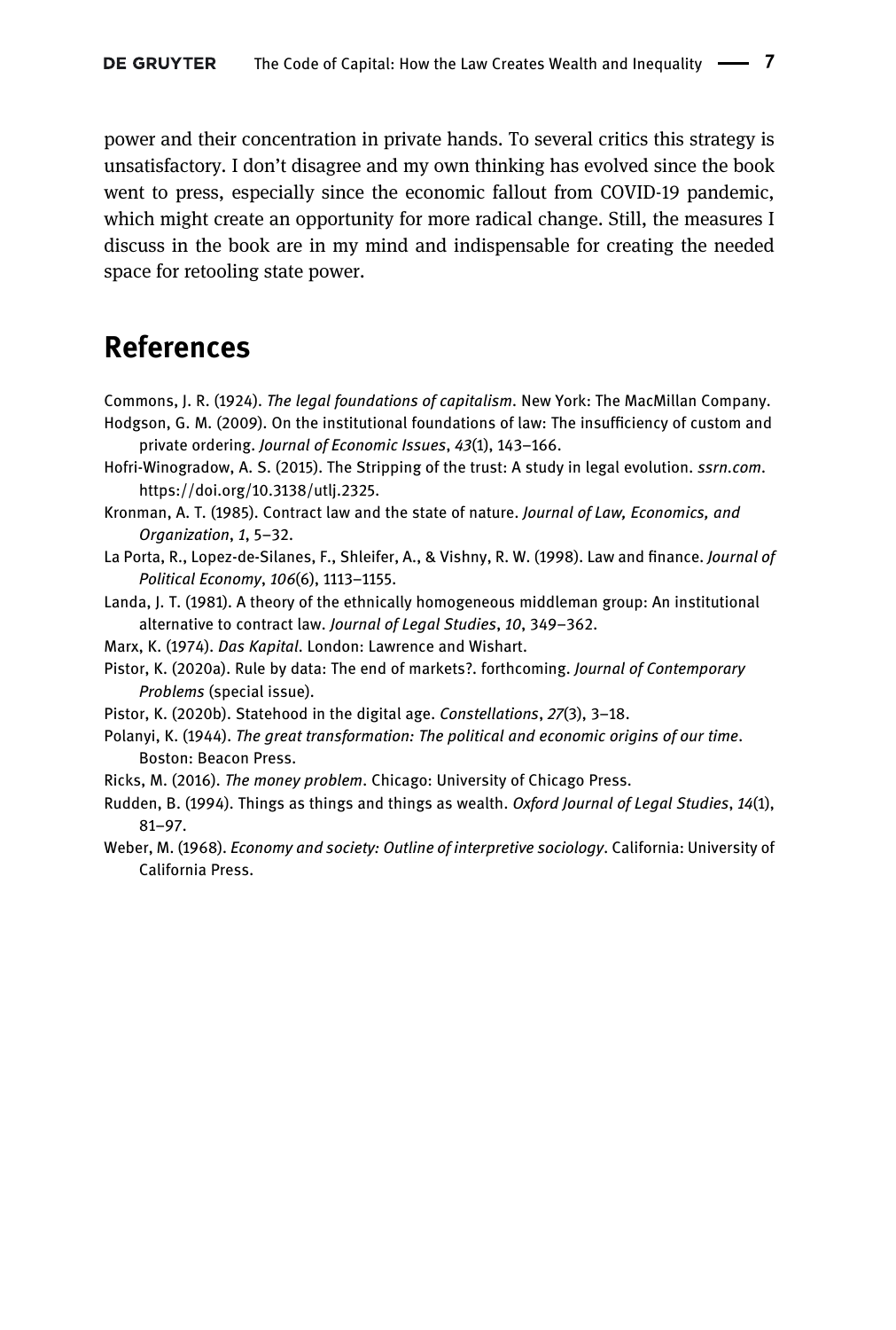power and their concentration in private hands. To several critics this strategy is unsatisfactory. I don't disagree and my own thinking has evolved since the book went to press, especially since the economic fallout from COVID-19 pandemic, which might create an opportunity for more radical change. Still, the measures I discuss in the book are in my mind and indispensable for creating the needed space for retooling state power.

## References

Commons, J. R. (1924). *The legal foundations of capitalism*. New York: The MacMillan Company.

Hodgson, G. M. (2009). On the institutional foundations of law: The insufficiency of custom and private ordering. *Journal of Economic Issues*, *43*(1), 143–166.

Hofri-Winogradow, A. S. (2015). The Stripping of the trust: A study in legal evolution. *ssrn.com*. https://doi.org/10.3138/utlj.2325.

Kronman, A. T. (1985). Contract law and the state of nature. *Journal of Law, Economics, and Organization*, *1*, 5–32.

La Porta, R., Lopez-de-Silanes, F., Shleifer, A., & Vishny, R. W. (1998). Law and finance. *Journal of Political Economy*, *106*(6), 1113–1155.

Landa, J. T. (1981). A theory of the ethnically homogeneous middleman group: An institutional alternative to contract law. *Journal of Legal Studies*, *10*, 349–362.

Marx, K. (1974). *Das Kapital*. London: Lawrence and Wishart.

Pistor, K. (2020a). Rule by data: The end of markets?. forthcoming. *Journal of Contemporary Problems* (special issue).

Pistor, K. (2020b). Statehood in the digital age. *Constellations*, *27*(3), 3–18.

Polanyi, K. (1944). *The great transformation: The political and economic origins of our time*. Boston: Beacon Press.

Ricks, M. (2016). *The money problem*. Chicago: University of Chicago Press.

Rudden, B. (1994). Things as things and things as wealth. *Oxford Journal of Legal Studies*, *14*(1), 81–97.

Weber, M. (1968). *Economy and society: Outline of interpretive sociology*. California: University of California Press.